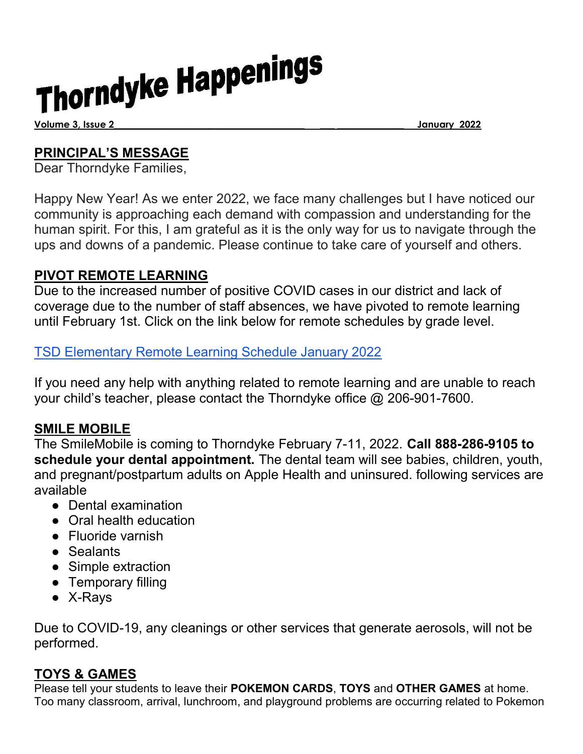# Thorndyke Happenings

**Volume 3, Issue 2** **January 2022**

## PRINCIPAL'S MESSAGE

Dear Thorndyke Families,

Happy New Year! As we enter 2022, we face many challenges but I have noticed our community is approaching each demand with compassion and understanding for the human spirit. For this, I am grateful as it is the only way for us to navigate through the ups and downs of a pandemic. Please continue to take care of yourself and others.

## PIVOT REMOTE LEARNING

Due to the increased number of positive COVID cases in our district and lack of coverage due to the number of staff absences, we have pivoted to remote learning until February 1st. Click on the link below for remote schedules by grade level.

TSD Elementary Remote Learning Schedule January 2022

If you need any help with anything related to remote learning and are unable to reach your child's teacher, please contact the Thorndyke office @ 206-901-7600.

## SMILE MOBILE

The SmileMobile is coming to Thorndyke February 7-11, 2022. **Call 888-286-9105 to schedule your dental appointment.** The dental team will see babies, children, youth, and pregnant/postpartum adults on Apple Health and uninsured. following services are available

- Dental examination
- Oral health education
- Fluoride varnish
- Sealants
- Simple extraction
- Temporary filling
- X-Rays

Due to COVID-19, any cleanings or other services that generate aerosols, will not be performed.

## TOYS & GAMES

Please tell your students to leave their **POKEMON CARDS**, **TOYS** and **OTHER GAMES** at home. Too many classroom, arrival, lunchroom, and playground problems are occurring related to Pokemon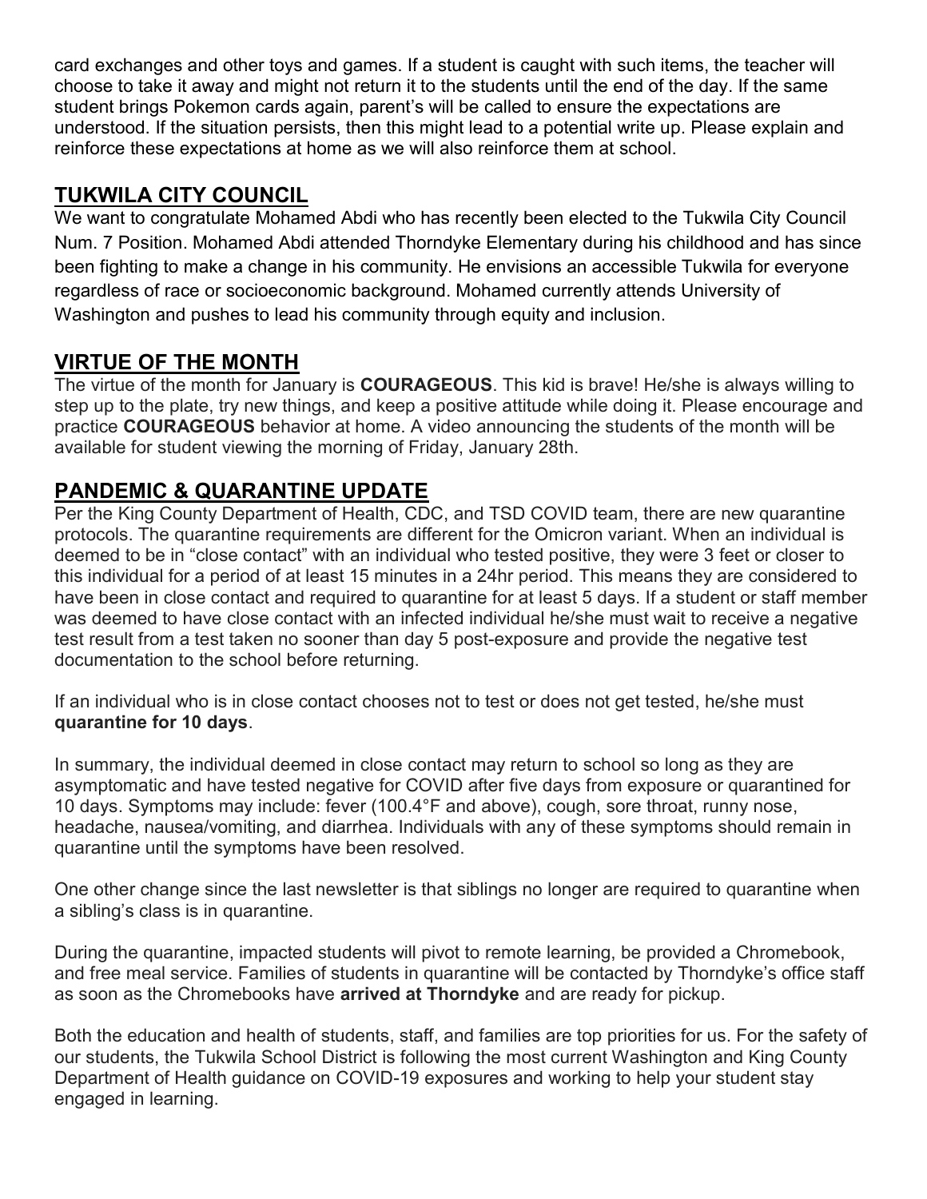card exchanges and other toys and games. If a student is caught with such items, the teacher will choose to take it away and might not return it to the students until the end of the day. If the same student brings Pokemon cards again, parent's will be called to ensure the expectations are understood. If the situation persists, then this might lead to a potential write up. Please explain and reinforce these expectations at home as we will also reinforce them at school.

## TUKWILA CITY COUNCIL

We want to congratulate Mohamed Abdi who has recently been elected to the Tukwila City Council Num. 7 Position. Mohamed Abdi attended Thorndyke Elementary during his childhood and has since been fighting to make a change in his community. He envisions an accessible Tukwila for everyone regardless of race or socioeconomic background. Mohamed currently attends University of Washington and pushes to lead his community through equity and inclusion.

## VIRTUE OF THE MONTH

The virtue of the month for January is **COURAGEOUS**. This kid is brave! He/she is always willing to step up to the plate, try new things, and keep a positive attitude while doing it. Please encourage and practice **COURAGEOUS** behavior at home. A video announcing the students of the month will be available for student viewing the morning of Friday, January 28th.

## PANDEMIC & QUARANTINE UPDATE

Per the King County Department of Health, CDC, and TSD COVID team, there are new quarantine protocols. The quarantine requirements are different for the Omicron variant. When an individual is deemed to be in "close contact" with an individual who tested positive, they were 3 feet or closer to this individual for a period of at least 15 minutes in a 24hr period. This means they are considered to have been in close contact and required to quarantine for at least 5 days. If a student or staff member was deemed to have close contact with an infected individual he/she must wait to receive a negative test result from a test taken no sooner than day 5 post-exposure and provide the negative test documentation to the school before returning.

If an individual who is in close contact chooses not to test or does not get tested, he/she must **quarantine for 10 days**.

In summary, the individual deemed in close contact may return to school so long as they are asymptomatic and have tested negative for COVID after five days from exposure or quarantined for 10 days. Symptoms may include: fever (100.4°F and above), cough, sore throat, runny nose, headache, nausea/vomiting, and diarrhea. Individuals with any of these symptoms should remain in quarantine until the symptoms have been resolved.

One other change since the last newsletter is that siblings no longer are required to quarantine when a sibling's class is in quarantine.

During the quarantine, impacted students will pivot to remote learning, be provided a Chromebook, and free meal service. Families of students in quarantine will be contacted by Thorndyke's office staff as soon as the Chromebooks have **arrived at Thorndyke** and are ready for pickup.

Both the education and health of students, staff, and families are top priorities for us. For the safety of our students, the Tukwila School District is following the most current Washington and King County Department of Health guidance on COVID-19 exposures and working to help your student stay engaged in learning.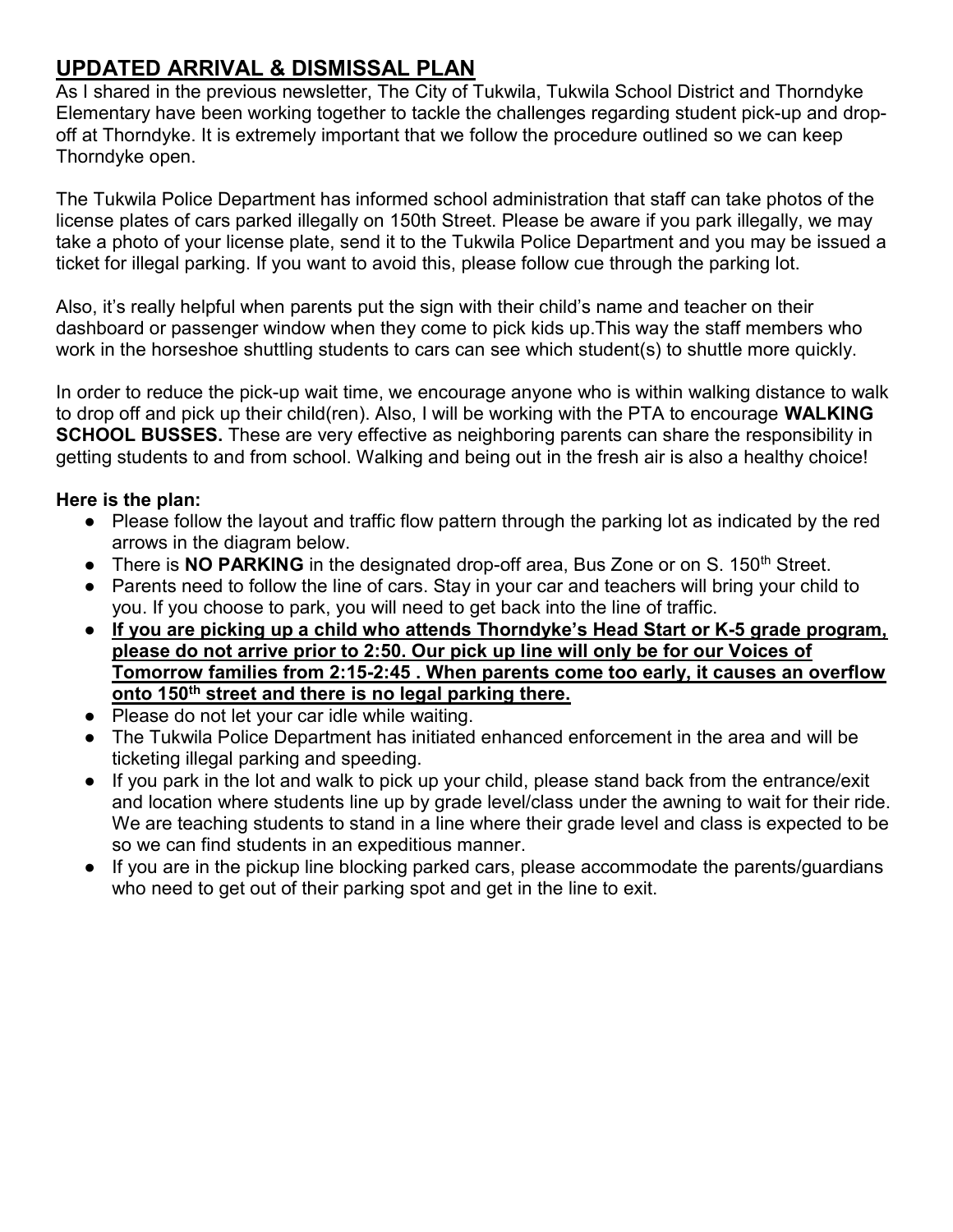## **UPDATED ARRIVAL & DISMISSAL PLAN**

As I shared in the previous newsletter, The City of Tukwila, Tukwila School District and Thorndyke Elementary have been working together to tackle the challenges regarding student pick-up and drop-off at Thorndyke. It is extremely important that we follow the procedure outlined so we can keep Thorndyke open.

The Tukwila Police Department has informed school administration that staff can take photos of the license plates of cars parked illegally on 150th Street. Please be aware if you park illegally, we may take a photo of your license plate, send it to the Tukwila Police Department and you may be issued a ticket for illegal parking. If you want to avoid this, please follow cue through the parking lot.

Also, it's really helpful when parents put the sign with their child's name and teacher on their dashboard or passenger window when they come to pick kids up.This way the staff members who work in the horseshoe shuttling students to cars can see which student(s) to shuttle more quickly.

In order to reduce the pick-up wait time, we encourage anyone who is within walking distance to walk to drop off and pick up their child(ren). Also, I will be working with the PTA to encourage **WALKING SCHOOL BUSSES.** These are very effective as neighboring parents can share the responsibility in getting students to and from school. Walking and being out in the fresh air is also a healthy choice!

**Here is the plan:**

- Please follow the layout and traffic flow pattern through the parking lot as indicated by the red arrows in the diagram below.
- There is **NO PARKING** in the designated drop-off area, Bus Zone or on S. 150th Street.
- Parents need to follow the line of cars. Stay in your car and teachers will bring your child to you. If you choose to park, you will need to get back into the line of traffic.
- **If you are picking up a child who attends Thorndyke's Head Start or K-5 grade program, please do not arrive prior to 2:50. Our pick up line will only be for our Voices of Tomorrow families from 2:15-2:45 . When parents come too early, it causes an overflow onto 150th street and there is no legal parking there.**
- Please do not let your car idle while waiting.
- The Tukwila Police Department has initiated enhanced enforcement in the area and will be ticketing illegal parking and speeding.
- If you park in the lot and walk to pick up your child, please stand back from the entrance/exit and location where students line up by grade level/class under the awning to wait for their ride. We are teaching students to stand in a line where their grade level and class is expected to be so we can find students in an expeditious manner.
- If you are in the pickup line blocking parked cars, please accommodate the parents/guardians who need to get out of their parking spot and get in the line to exit.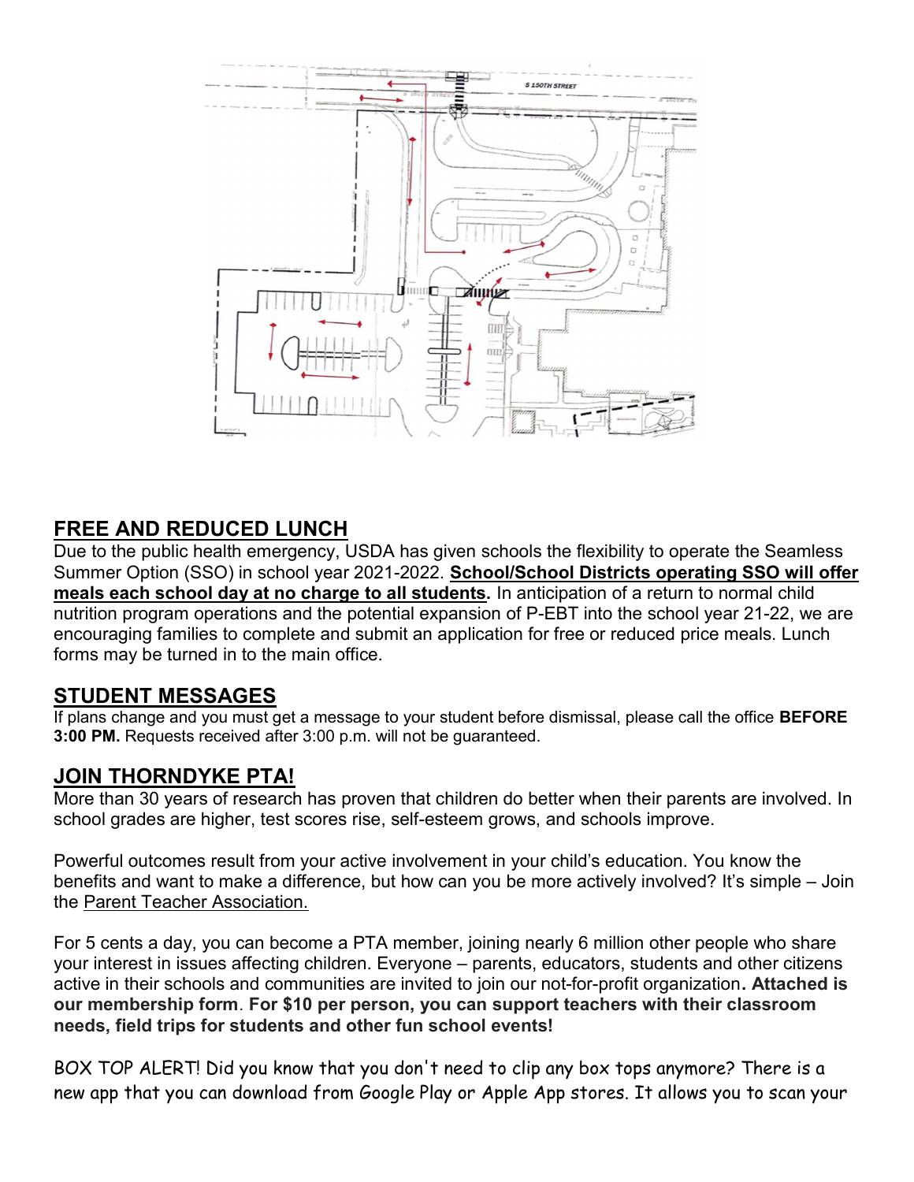## FREE AND REDUCED LUNCH

Due to the public health emergency, USDA has given schools the flexibility to operate the Seamless Summer Option (SSO) in school year 2021-2022. **School/School Districts operating SSO will offer meals each school day at no charge to all students.** In anticipation of a return to normal child nutrition program operations and the potential expansion of P-EBT into the school year 21-22, we are encouraging families to complete and submit an application for free or reduced price meals. Lunch forms may be turned in to the main office.

## STUDENT MESSAGES

If plans change and you must get a message to your student before dismissal, please call the office **BEFORE 3:00 PM.** Requests received after 3:00 p.m. will not be guaranteed.

## JOIN THORNDYKE PTA!

More than 30 years of research has proven that children do better when their parents are involved. In school grades are higher, test scores rise, self-esteem grows, and schools improve.

Powerful outcomes result from your active involvement in your child's education. You know the benefits and want to make a difference, but how can you be more actively involved? It's simple – Join the Parent Teacher Association.

For 5 cents a day, you can become a PTA member, joining nearly 6 million other people who share your interest in issues affecting children. Everyone – parents, educators, students and other citizens active in their schools and communities are invited to join our not-for-profit organization**. Attached is our membership form**. **For $10 per person, you can support teachers with their classroom needs, field trips for students and other fun school events!**

BOX TOP ALERT! Did you know that you don't need to clip any box tops anymore? There is a new app that you can download from Google Play or Apple App stores. It allows you to scan your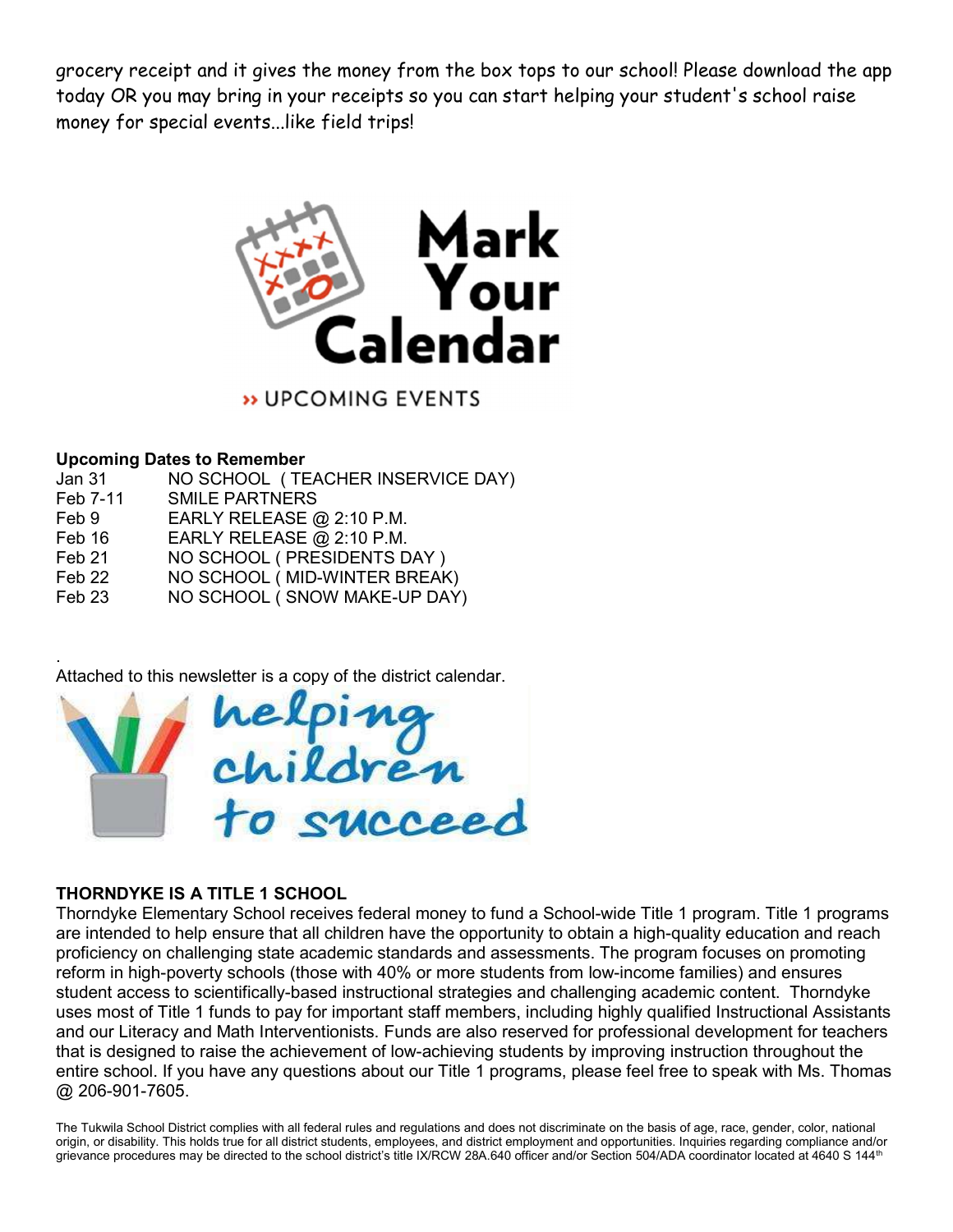grocery receipt and it gives the money from the box tops to our school! Please download the app today OR you may bring in your receipts so you can start helping your student's school raise money for special events...like field trips!

Mark Your Calendar

» UPCOMING EVENTS

**Upcoming Dates to Remember**

| | |
|---|---|
| Jan 31 | NO SCHOOL ( TEACHER INSERVICE DAY) |
| Feb 7-11 | SMILE PARTNERS |
| Feb 9 | EARLY RELEASE @ 2:10 P.M. |
| Feb 16 | EARLY RELEASE @ 2:10 P.M. |
| Feb 21 | NO SCHOOL ( PRESIDENTS DAY ) |
| Feb 22 | NO SCHOOL ( MID-WINTER BREAK) |
| Feb 23 | NO SCHOOL ( SNOW MAKE-UP DAY) |

.
Attached to this newsletter is a copy of the district calendar.

helping children to succeed

**THORNDYKE IS A TITLE 1 SCHOOL**

Thorndyke Elementary School receives federal money to fund a School-wide Title 1 program. Title 1 programs are intended to help ensure that all children have the opportunity to obtain a high-quality education and reach proficiency on challenging state academic standards and assessments. The program focuses on promoting reform in high-poverty schools (those with 40% or more students from low-income families) and ensures student access to scientifically-based instructional strategies and challenging academic content. Thorndyke uses most of Title 1 funds to pay for important staff members, including highly qualified Instructional Assistants and our Literacy and Math Interventionists. Funds are also reserved for professional development for teachers that is designed to raise the achievement of low-achieving students by improving instruction throughout the entire school. If you have any questions about our Title 1 programs, please feel free to speak with Ms. Thomas @ 206-901-7605.

The Tukwila School District complies with all federal rules and regulations and does not discriminate on the basis of age, race, gender, color, national origin, or disability. This holds true for all district students, employees, and district employment and opportunities. Inquiries regarding compliance and/or grievance procedures may be directed to the school district's title IX/RCW 28A.640 officer and/or Section 504/ADA coordinator located at 4640 S 144th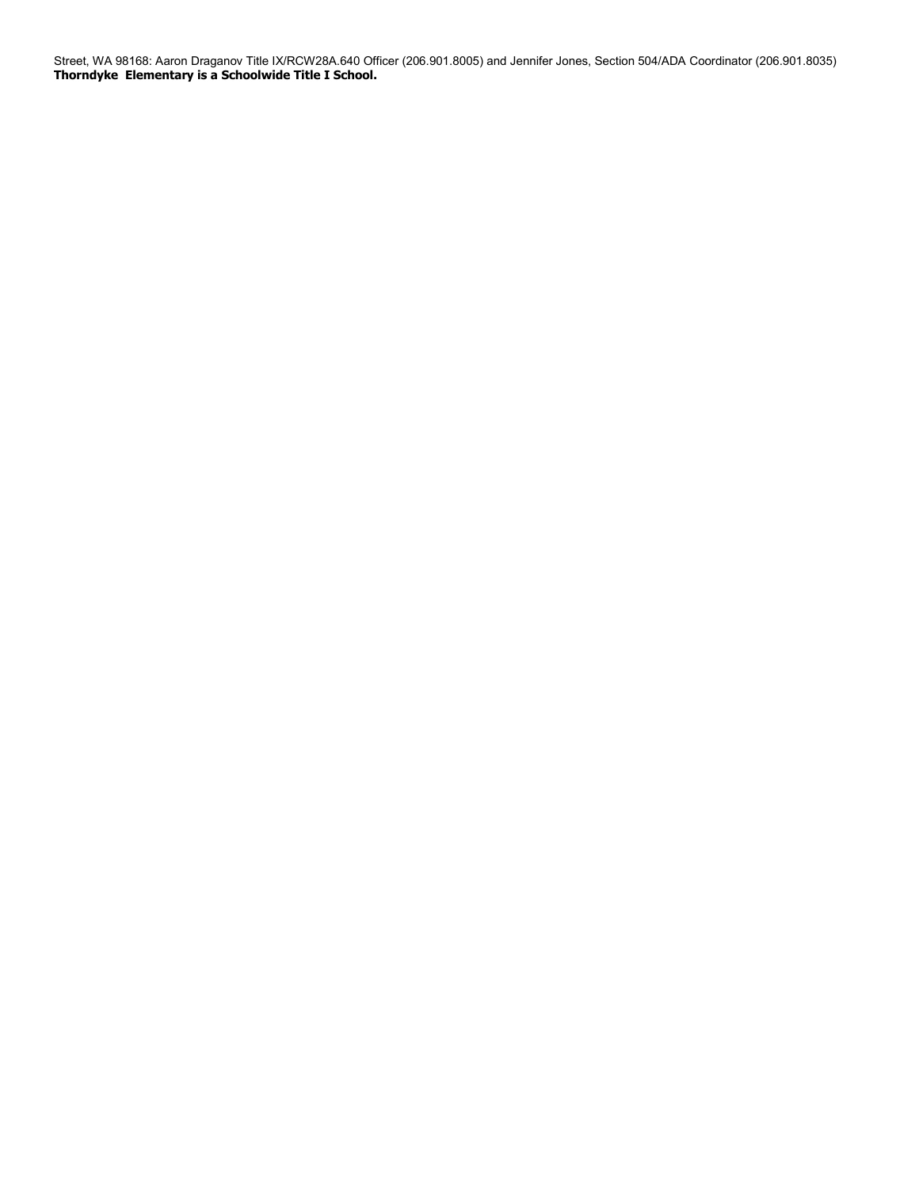Street, WA 98168: Aaron Draganov Title IX/RCW28A.640 Officer (206.901.8005) and Jennifer Jones, Section 504/ADA Coordinator (206.901.8035)
**Thorndyke Elementary is a Schoolwide Title I School.**